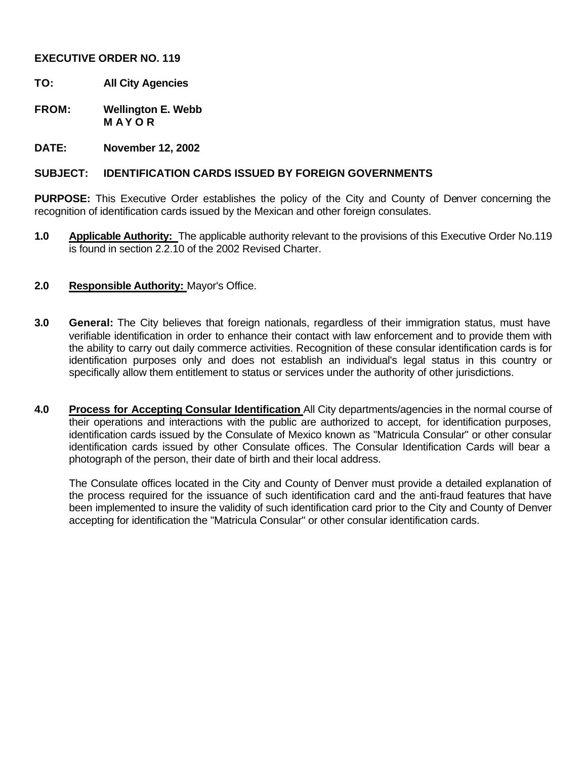**EXECUTIVE ORDER NO. 119**

**TO:** **All City Agencies**

**FROM:** **Wellington E. Webb**
**M A Y O R**

**DATE:** **November 12, 2002**

**SUBJECT:** **IDENTIFICATION CARDS ISSUED BY FOREIGN GOVERNMENTS**

**PURPOSE:** This Executive Order establishes the policy of the City and County of Denver concerning the recognition of identification cards issued by the Mexican and other foreign consulates.

**1.0** **Applicable Authority:** The applicable authority relevant to the provisions of this Executive Order No.119 is found in section 2.2.10 of the 2002 Revised Charter.

**2.0** **Responsible Authority:** Mayor's Office.

**3.0** **General:** The City believes that foreign nationals, regardless of their immigration status, must have verifiable identification in order to enhance their contact with law enforcement and to provide them with the ability to carry out daily commerce activities. Recognition of these consular identification cards is for identification purposes only and does not establish an individual's legal status in this country or specifically allow them entitlement to status or services under the authority of other jurisdictions.

**4.0** **Process for Accepting Consular Identification** All City departments/agencies in the normal course of their operations and interactions with the public are authorized to accept, for identification purposes, identification cards issued by the Consulate of Mexico known as "Matricula Consular" or other consular identification cards issued by other Consulate offices. The Consular Identification Cards will bear a photograph of the person, their date of birth and their local address.

The Consulate offices located in the City and County of Denver must provide a detailed explanation of the process required for the issuance of such identification card and the anti-fraud features that have been implemented to insure the validity of such identification card prior to the City and County of Denver accepting for identification the "Matricula Consular" or other consular identification cards.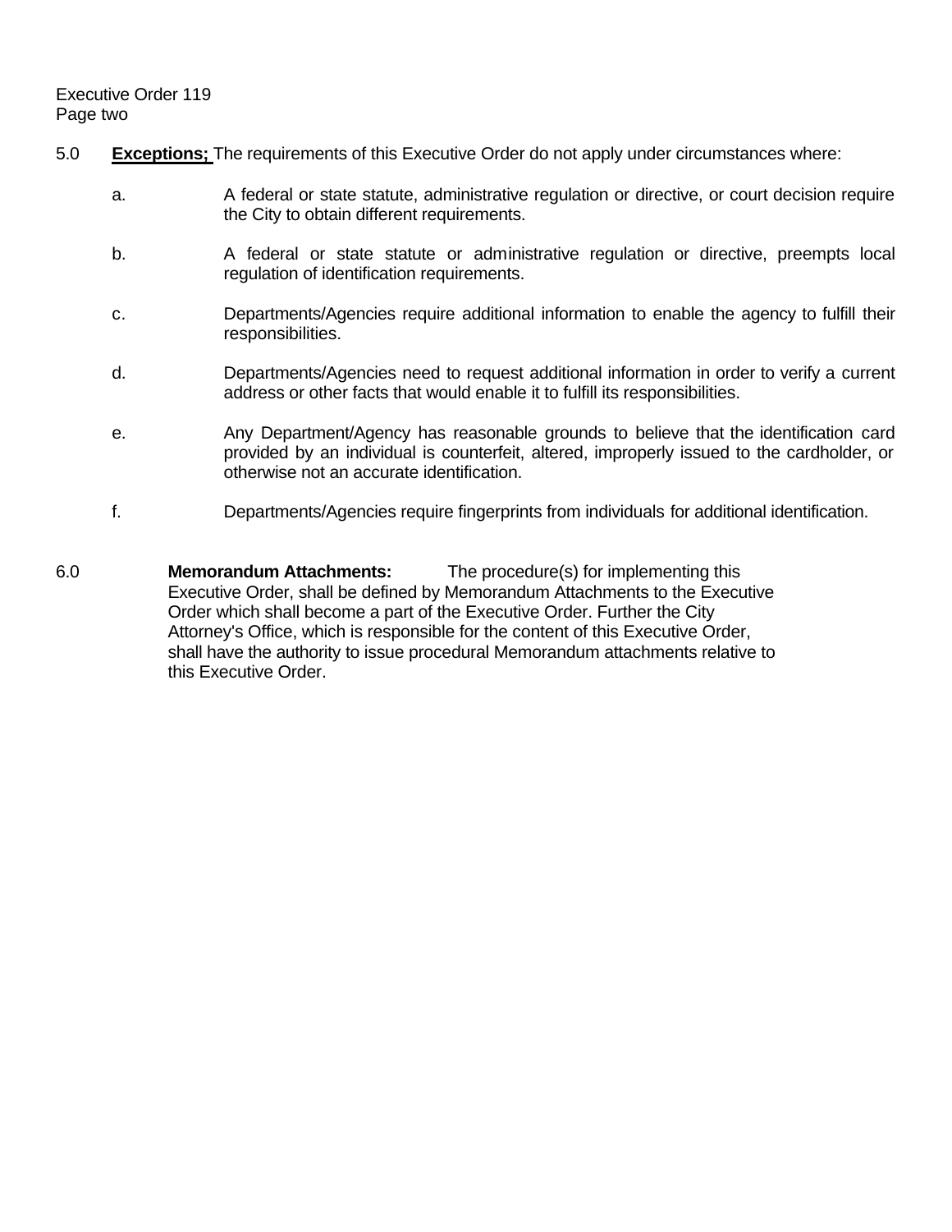5.0 **Exceptions;** The requirements of this Executive Order do not apply under circumstances where:

a. A federal or state statute, administrative regulation or directive, or court decision require the City to obtain different requirements.

b. A federal or state statute or administrative regulation or directive, preempts local regulation of identification requirements.

c. Departments/Agencies require additional information to enable the agency to fulfill their responsibilities.

d. Departments/Agencies need to request additional information in order to verify a current address or other facts that would enable it to fulfill its responsibilities.

e. Any Department/Agency has reasonable grounds to believe that the identification card provided by an individual is counterfeit, altered, improperly issued to the cardholder, or otherwise not an accurate identification.

f. Departments/Agencies require fingerprints from individuals for additional identification.

6.0 **Memorandum Attachments:** The procedure(s) for implementing this Executive Order, shall be defined by Memorandum Attachments to the Executive Order which shall become a part of the Executive Order. Further the City Attorney's Office, which is responsible for the content of this Executive Order, shall have the authority to issue procedural Memorandum attachments relative to this Executive Order.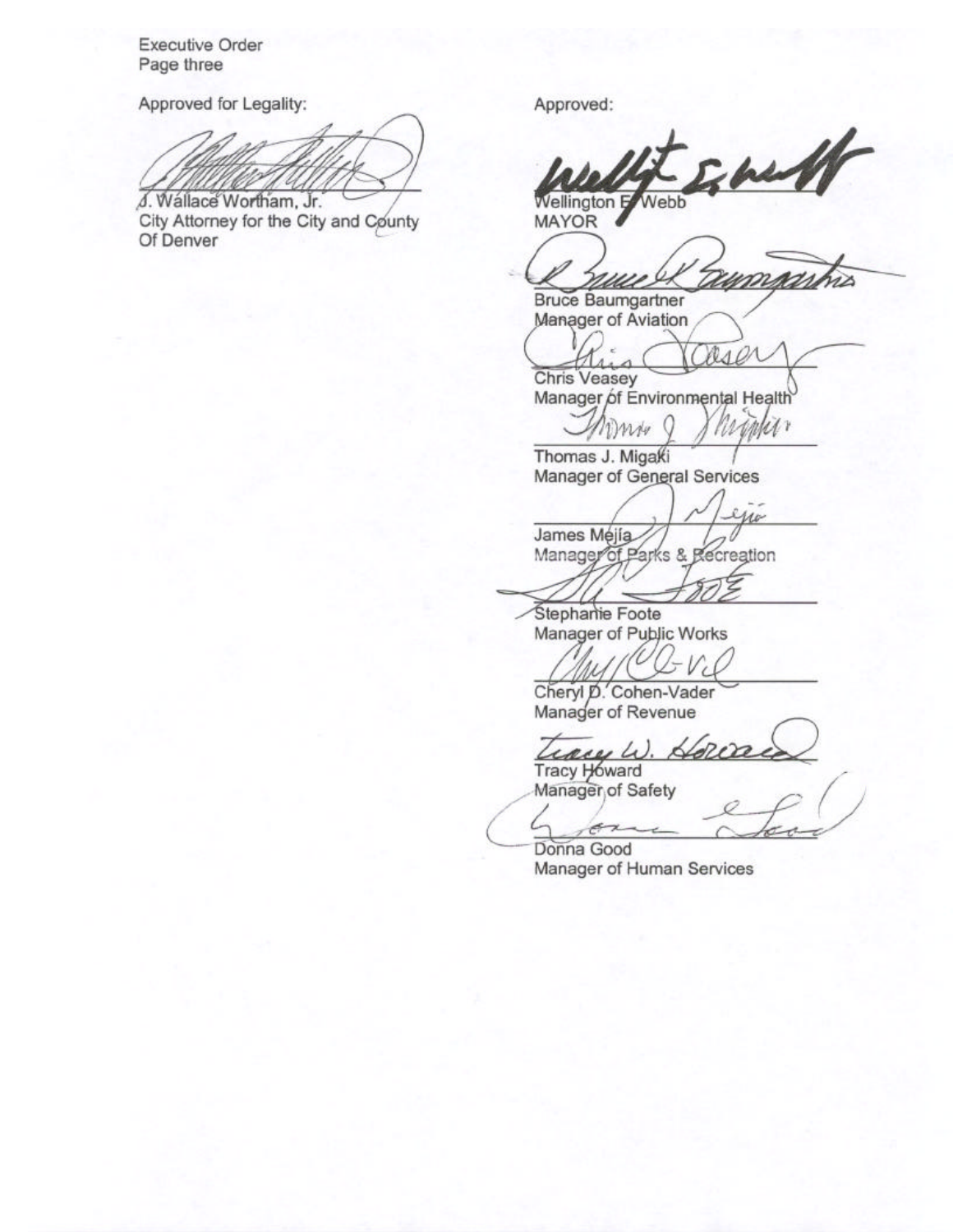Executive Order
Page three

Approved for Legality:

J. Wallace Wortham, Jr.
City Attorney for the City and County
Of Denver

Approved:

Wellington E. Webb
MAYOR

Bruce Baumgartner
Manager of Aviation

Chris Veasey
Manager of Environmental Health

Thomas J. Migaki
Manager of General Services

James Mejía
Manager of Parks & Recreation

Stephanie Foote
Manager of Public Works

Cheryl D. Cohen-Vader
Manager of Revenue

Tracy Howard
Manager of Safety

Donna Good
Manager of Human Services